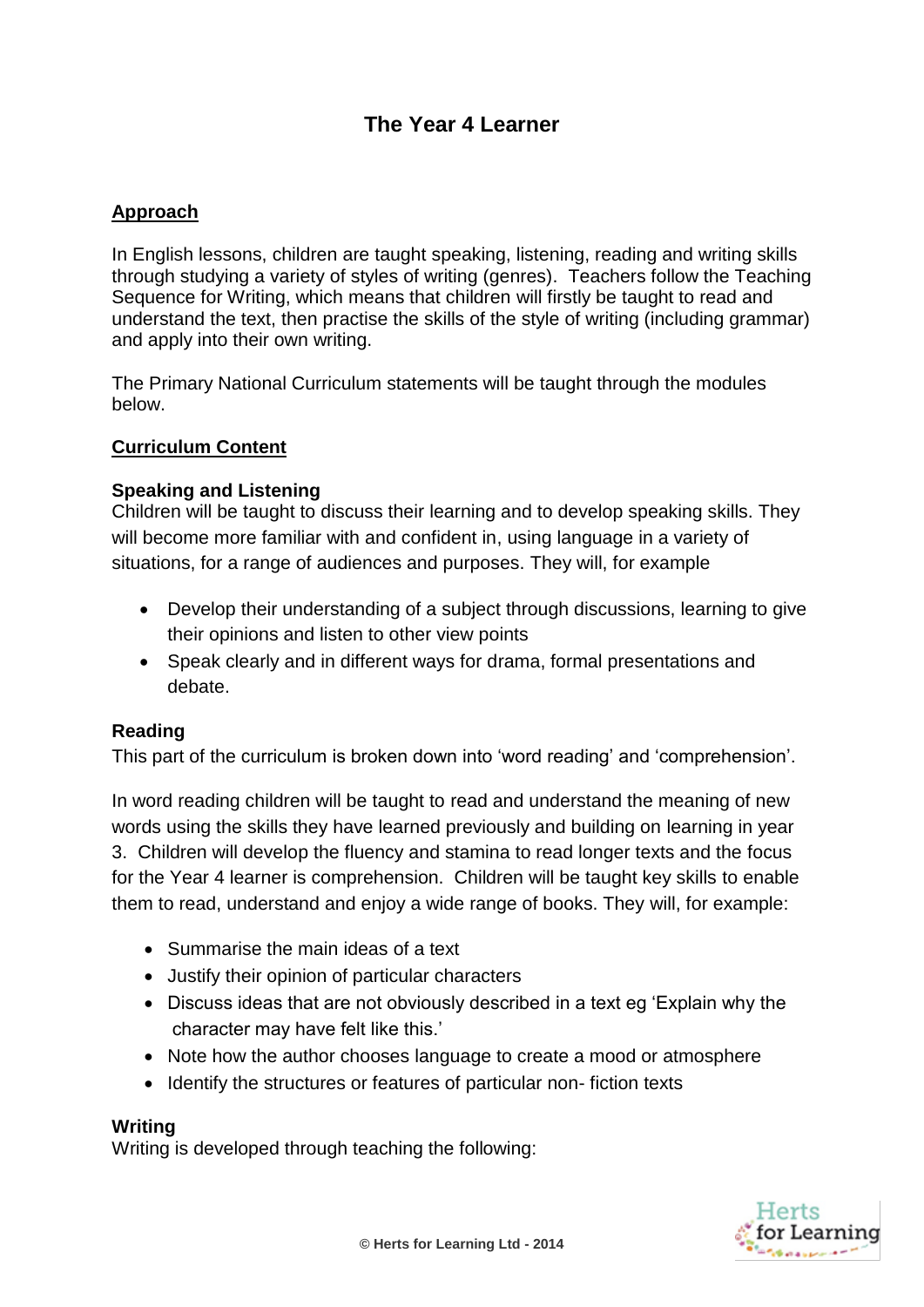# The Year 4 Learner

## Approach

In English lessons, children are taught speaking, listening, reading and writing skills through studying a variety of styles of writing (genres). Teachers follow the Teaching Sequence for Writing, which means that children will firstly be taught to read and understand the text, then practise the skills of the style of writing (including grammar) and apply into their own writing.

The Primary National Curriculum statements will be taught through the modules below.

## Curriculum Content

### Speaking and Listening

Children will be taught to discuss their learning and to develop speaking skills. They will become more familiar with and confident in, using language in a variety of situations, for a range of audiences and purposes. They will, for example

- Develop their understanding of a subject through discussions, learning to give their opinions and listen to other view points
- Speak clearly and in different ways for drama, formal presentations and debate.

### Reading

This part of the curriculum is broken down into 'word reading' and 'comprehension'.

In word reading children will be taught to read and understand the meaning of new words using the skills they have learned previously and building on learning in year 3. Children will develop the fluency and stamina to read longer texts and the focus for the Year 4 learner is comprehension. Children will be taught key skills to enable them to read, understand and enjoy a wide range of books. They will, for example:

- Summarise the main ideas of a text
- Justify their opinion of particular characters
- Discuss ideas that are not obviously described in a text eg 'Explain why the character may have felt like this.'
- Note how the author chooses language to create a mood or atmosphere
- Identify the structures or features of particular non- fiction texts

### Writing

Writing is developed through teaching the following: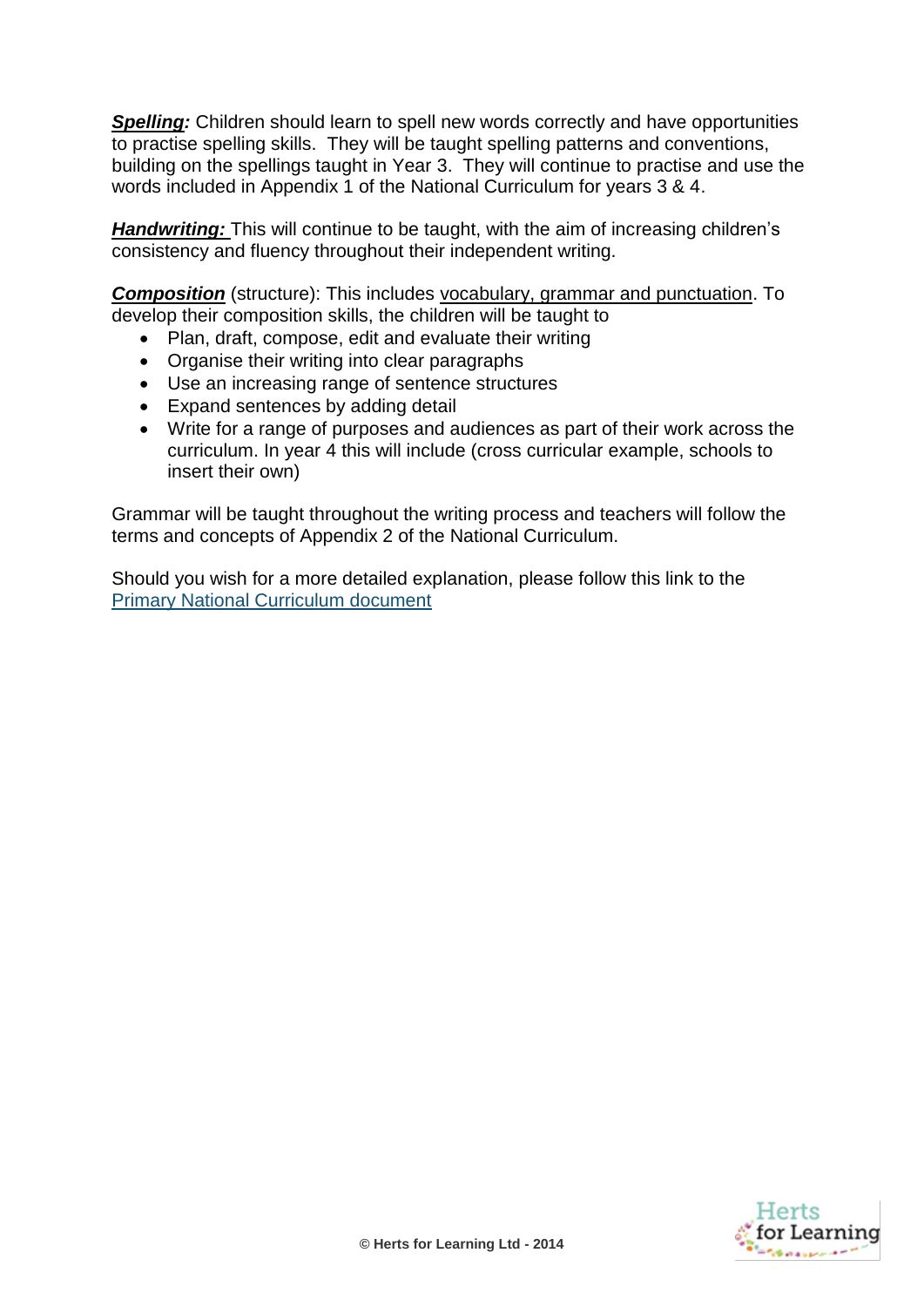***Spelling:*** Children should learn to spell new words correctly and have opportunities to practise spelling skills. They will be taught spelling patterns and conventions, building on the spellings taught in Year 3. They will continue to practise and use the words included in Appendix 1 of the National Curriculum for years 3 & 4.

***Handwriting:*** This will continue to be taught, with the aim of increasing children's consistency and fluency throughout their independent writing.

***Composition*** (structure): This includes vocabulary, grammar and punctuation. To develop their composition skills, the children will be taught to

- Plan, draft, compose, edit and evaluate their writing
- Organise their writing into clear paragraphs
- Use an increasing range of sentence structures
- Expand sentences by adding detail
- Write for a range of purposes and audiences as part of their work across the curriculum. In year 4 this will include (cross curricular example, schools to insert their own)

Grammar will be taught throughout the writing process and teachers will follow the terms and concepts of Appendix 2 of the National Curriculum.

Should you wish for a more detailed explanation, please follow this link to the Primary National Curriculum document

**© Herts for Learning Ltd - 2014**